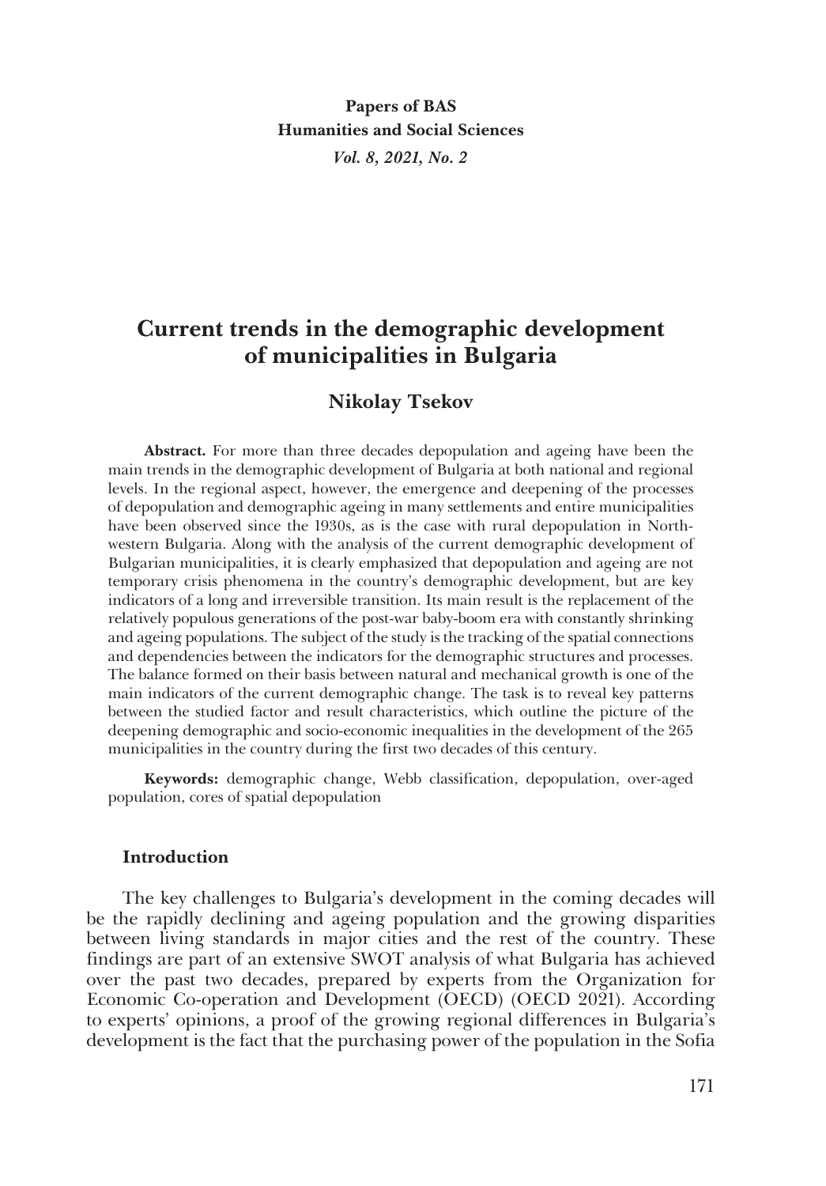# Current trends in the demographic development of municipalities in Bulgaria

## Nikolay Tsekov

**Abstract.** For more than three decades depopulation and ageing have been the main trends in the demographic development of Bulgaria at both national and regional levels. In the regional aspect, however, the emergence and deepening of the processes of depopulation and demographic ageing in many settlements and entire municipalities have been observed since the 1930s, as is the case with rural depopulation in Northwestern Bulgaria. Along with the analysis of the current demographic development of Bulgarian municipalities, it is clearly emphasized that depopulation and ageing are not temporary crisis phenomena in the country's demographic development, but are key indicators of a long and irreversible transition. Its main result is the replacement of the relatively populous generations of the post-war baby-boom era with constantly shrinking and ageing populations. The subject of the study is the tracking of the spatial connections and dependencies between the indicators for the demographic structures and processes. The balance formed on their basis between natural and mechanical growth is one of the main indicators of the current demographic change. The task is to reveal key patterns between the studied factor and result characteristics, which outline the picture of the deepening demographic and socio-economic inequalities in the development of the 265 municipalities in the country during the first two decades of this century.

**Keywords:** demographic change, Webb classification, depopulation, over-aged population, cores of spatial depopulation

### Introduction

The key challenges to Bulgaria's development in the coming decades will be the rapidly declining and ageing population and the growing disparities between living standards in major cities and the rest of the country. These findings are part of an extensive SWOT analysis of what Bulgaria has achieved over the past two decades, prepared by experts from the Organization for Economic Co-operation and Development (OECD) (OECD 2021). According to experts' opinions, a proof of the growing regional differences in Bulgaria's development is the fact that the purchasing power of the population in the Sofia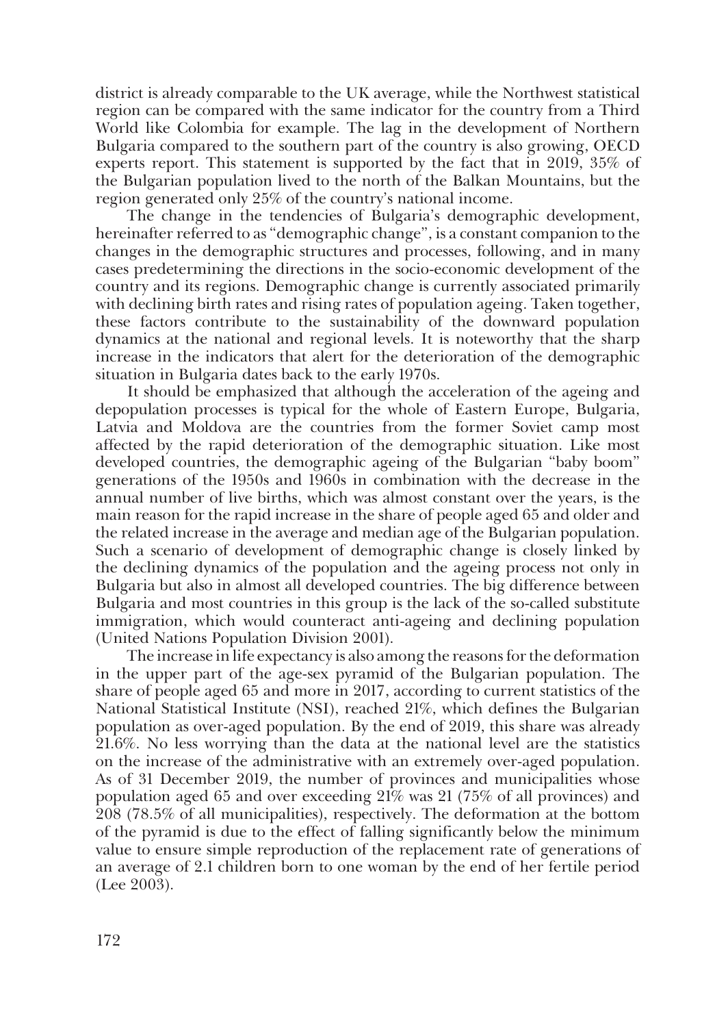district is already comparable to the UK average, while the Northwest statistical region can be compared with the same indicator for the country from a Third World like Colombia for example. The lag in the development of Northern Bulgaria compared to the southern part of the country is also growing, OECD experts report. This statement is supported by the fact that in 2019, 35% of the Bulgarian population lived to the north of the Balkan Mountains, but the region generated only 25% of the country's national income.

The change in the tendencies of Bulgaria's demographic development, hereinafter referred to as "demographic change", is a constant companion to the changes in the demographic structures and processes, following, and in many cases predetermining the directions in the socio-economic development of the country and its regions. Demographic change is currently associated primarily with declining birth rates and rising rates of population ageing. Taken together, these factors contribute to the sustainability of the downward population dynamics at the national and regional levels. It is noteworthy that the sharp increase in the indicators that alert for the deterioration of the demographic situation in Bulgaria dates back to the early 1970s.

It should be emphasized that although the acceleration of the ageing and depopulation processes is typical for the whole of Eastern Europe, Bulgaria, Latvia and Moldova are the countries from the former Soviet camp most affected by the rapid deterioration of the demographic situation. Like most developed countries, the demographic ageing of the Bulgarian "baby boom" generations of the 1950s and 1960s in combination with the decrease in the annual number of live births, which was almost constant over the years, is the main reason for the rapid increase in the share of people aged 65 and older and the related increase in the average and median age of the Bulgarian population. Such a scenario of development of demographic change is closely linked by the declining dynamics of the population and the ageing process not only in Bulgaria but also in almost all developed countries. The big difference between Bulgaria and most countries in this group is the lack of the so-called substitute immigration, which would counteract anti-ageing and declining population (United Nations Population Division 2001).

The increase in life expectancy is also among the reasons for the deformation in the upper part of the age-sex pyramid of the Bulgarian population. The share of people aged 65 and more in 2017, according to current statistics of the National Statistical Institute (NSI), reached 21%, which defines the Bulgarian population as over-aged population. By the end of 2019, this share was already 21.6%. No less worrying than the data at the national level are the statistics on the increase of the administrative with an extremely over-aged population. As of 31 December 2019, the number of provinces and municipalities whose population aged 65 and over exceeding 21% was 21 (75% of all provinces) and 208 (78.5% of all municipalities), respectively. The deformation at the bottom of the pyramid is due to the effect of falling significantly below the minimum value to ensure simple reproduction of the replacement rate of generations of an average of 2.1 children born to one woman by the end of her fertile period (Lee 2003).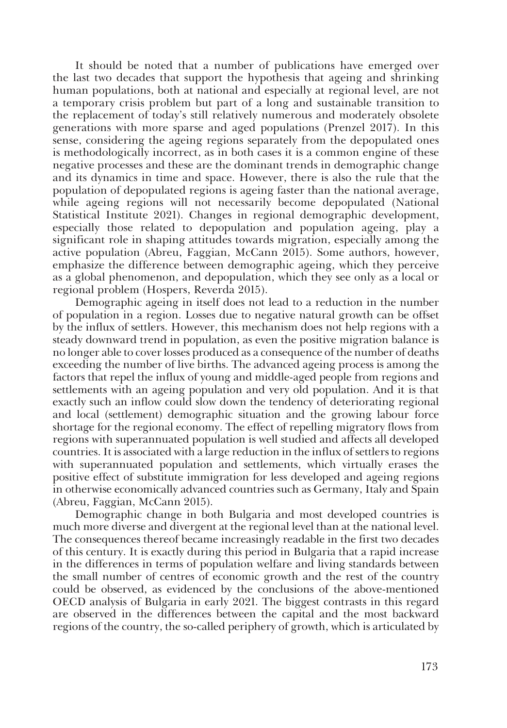It should be noted that a number of publications have emerged over the last two decades that support the hypothesis that ageing and shrinking human populations, both at national and especially at regional level, are not a temporary crisis problem but part of a long and sustainable transition to the replacement of today's still relatively numerous and moderately obsolete generations with more sparse and aged populations (Prenzel 2017). In this sense, considering the ageing regions separately from the depopulated ones is methodologically incorrect, as in both cases it is a common engine of these negative processes and these are the dominant trends in demographic change and its dynamics in time and space. However, there is also the rule that the population of depopulated regions is ageing faster than the national average, while ageing regions will not necessarily become depopulated (National Statistical Institute 2021). Changes in regional demographic development, especially those related to depopulation and population ageing, play a significant role in shaping attitudes towards migration, especially among the active population (Abreu, Faggian, McCann 2015). Some authors, however, emphasize the difference between demographic ageing, which they perceive as a global phenomenon, and depopulation, which they see only as a local or regional problem (Hospers, Reverda 2015).

Demographic ageing in itself does not lead to a reduction in the number of population in a region. Losses due to negative natural growth can be offset by the influx of settlers. However, this mechanism does not help regions with a steady downward trend in population, as even the positive migration balance is no longer able to cover losses produced as a consequence of the number of deaths exceeding the number of live births. The advanced ageing process is among the factors that repel the influx of young and middle-aged people from regions and settlements with an ageing population and very old population. And it is that exactly such an inflow could slow down the tendency of deteriorating regional and local (settlement) demographic situation and the growing labour force shortage for the regional economy. The effect of repelling migratory flows from regions with superannuated population is well studied and affects all developed countries. It is associated with a large reduction in the influx of settlers to regions with superannuated population and settlements, which virtually erases the positive effect of substitute immigration for less developed and ageing regions in otherwise economically advanced countries such as Germany, Italy and Spain (Abreu, Faggian, McCann 2015).

Demographic change in both Bulgaria and most developed countries is much more diverse and divergent at the regional level than at the national level. The consequences thereof became increasingly readable in the first two decades of this century. It is exactly during this period in Bulgaria that a rapid increase in the differences in terms of population welfare and living standards between the small number of centres of economic growth and the rest of the country could be observed, as evidenced by the conclusions of the above-mentioned OECD analysis of Bulgaria in early 2021. The biggest contrasts in this regard are observed in the differences between the capital and the most backward regions of the country, the so-called periphery of growth, which is articulated by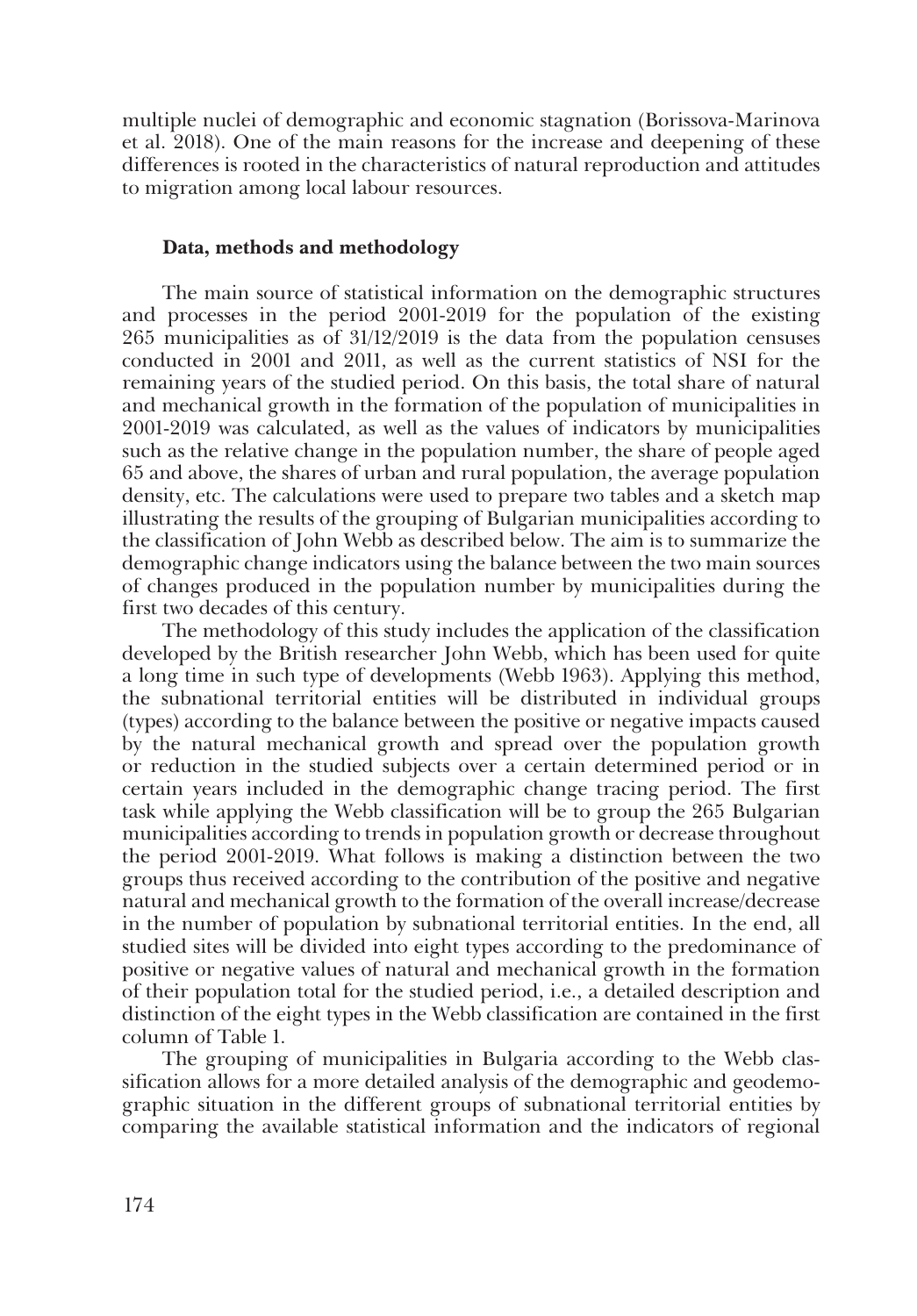multiple nuclei of demographic and economic stagnation (Borissova-Marinova et al. 2018). One of the main reasons for the increase and deepening of these differences is rooted in the characteristics of natural reproduction and attitudes to migration among local labour resources.

## Data, methods and methodology

The main source of statistical information on the demographic structures and processes in the period 2001-2019 for the population of the existing 265 municipalities as of 31/12/2019 is the data from the population censuses conducted in 2001 and 2011, as well as the current statistics of NSI for the remaining years of the studied period. On this basis, the total share of natural and mechanical growth in the formation of the population of municipalities in 2001-2019 was calculated, as well as the values of indicators by municipalities such as the relative change in the population number, the share of people aged 65 and above, the shares of urban and rural population, the average population density, etc. The calculations were used to prepare two tables and a sketch map illustrating the results of the grouping of Bulgarian municipalities according to the classification of John Webb as described below. The aim is to summarize the demographic change indicators using the balance between the two main sources of changes produced in the population number by municipalities during the first two decades of this century.

The methodology of this study includes the application of the classification developed by the British researcher John Webb, which has been used for quite a long time in such type of developments (Webb 1963). Applying this method, the subnational territorial entities will be distributed in individual groups (types) according to the balance between the positive or negative impacts caused by the natural mechanical growth and spread over the population growth or reduction in the studied subjects over a certain determined period or in certain years included in the demographic change tracing period. The first task while applying the Webb classification will be to group the 265 Bulgarian municipalities according to trends in population growth or decrease throughout the period 2001-2019. What follows is making a distinction between the two groups thus received according to the contribution of the positive and negative natural and mechanical growth to the formation of the overall increase/decrease in the number of population by subnational territorial entities. In the end, all studied sites will be divided into eight types according to the predominance of positive or negative values of natural and mechanical growth in the formation of their population total for the studied period, i.e., a detailed description and distinction of the eight types in the Webb classification are contained in the first column of Table 1.

The grouping of municipalities in Bulgaria according to the Webb classification allows for a more detailed analysis of the demographic and geodemographic situation in the different groups of subnational territorial entities by comparing the available statistical information and the indicators of regional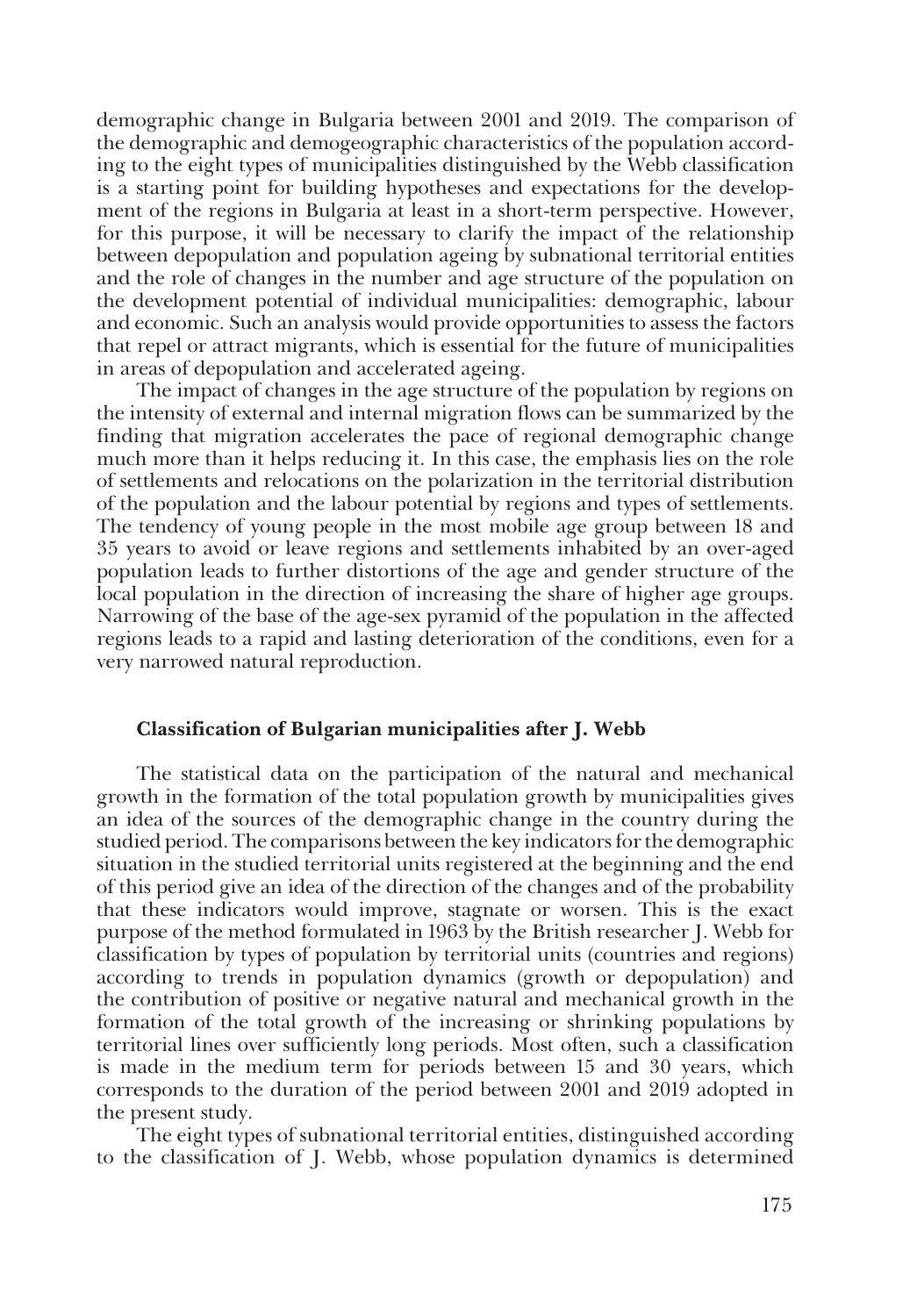demographic change in Bulgaria between 2001 and 2019. The comparison of the demographic and demogeographic characteristics of the population according to the eight types of municipalities distinguished by the Webb classification is a starting point for building hypotheses and expectations for the development of the regions in Bulgaria at least in a short-term perspective. However, for this purpose, it will be necessary to clarify the impact of the relationship between depopulation and population ageing by subnational territorial entities and the role of changes in the number and age structure of the population on the development potential of individual municipalities: demographic, labour and economic. Such an analysis would provide opportunities to assess the factors that repel or attract migrants, which is essential for the future of municipalities in areas of depopulation and accelerated ageing.

The impact of changes in the age structure of the population by regions on the intensity of external and internal migration flows can be summarized by the finding that migration accelerates the pace of regional demographic change much more than it helps reducing it. In this case, the emphasis lies on the role of settlements and relocations on the polarization in the territorial distribution of the population and the labour potential by regions and types of settlements. The tendency of young people in the most mobile age group between 18 and 35 years to avoid or leave regions and settlements inhabited by an over-aged population leads to further distortions of the age and gender structure of the local population in the direction of increasing the share of higher age groups. Narrowing of the base of the age-sex pyramid of the population in the affected regions leads to a rapid and lasting deterioration of the conditions, even for a very narrowed natural reproduction.

### Classification of Bulgarian municipalities after J. Webb

The statistical data on the participation of the natural and mechanical growth in the formation of the total population growth by municipalities gives an idea of the sources of the demographic change in the country during the studied period. The comparisons between the key indicators for the demographic situation in the studied territorial units registered at the beginning and the end of this period give an idea of the direction of the changes and of the probability that these indicators would improve, stagnate or worsen. This is the exact purpose of the method formulated in 1963 by the British researcher J. Webb for classification by types of population by territorial units (countries and regions) according to trends in population dynamics (growth or depopulation) and the contribution of positive or negative natural and mechanical growth in the formation of the total growth of the increasing or shrinking populations by territorial lines over sufficiently long periods. Most often, such a classification is made in the medium term for periods between 15 and 30 years, which corresponds to the duration of the period between 2001 and 2019 adopted in the present study.

The eight types of subnational territorial entities, distinguished according to the classification of J. Webb, whose population dynamics is determined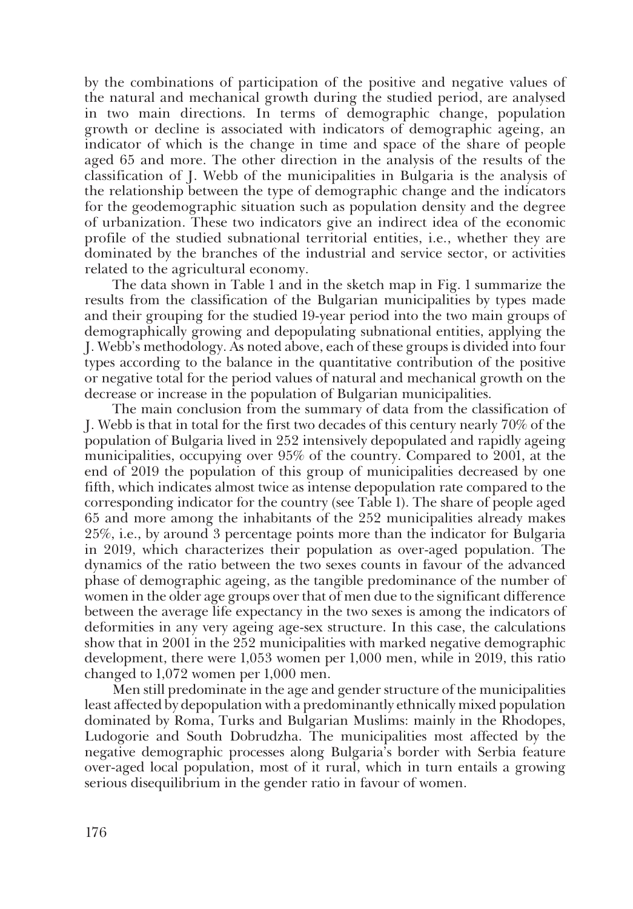by the combinations of participation of the positive and negative values of the natural and mechanical growth during the studied period, are analysed in two main directions. In terms of demographic change, population growth or decline is associated with indicators of demographic ageing, an indicator of which is the change in time and space of the share of people aged 65 and more. The other direction in the analysis of the results of the classification of J. Webb of the municipalities in Bulgaria is the analysis of the relationship between the type of demographic change and the indicators for the geodemographic situation such as population density and the degree of urbanization. These two indicators give an indirect idea of the economic profile of the studied subnational territorial entities, i.e., whether they are dominated by the branches of the industrial and service sector, or activities related to the agricultural economy.

The data shown in Table 1 and in the sketch map in Fig. 1 summarize the results from the classification of the Bulgarian municipalities by types made and their grouping for the studied 19-year period into the two main groups of demographically growing and depopulating subnational entities, applying the J. Webb's methodology. As noted above, each of these groups is divided into four types according to the balance in the quantitative contribution of the positive or negative total for the period values of natural and mechanical growth on the decrease or increase in the population of Bulgarian municipalities.

The main conclusion from the summary of data from the classification of J. Webb is that in total for the first two decades of this century nearly 70% of the population of Bulgaria lived in 252 intensively depopulated and rapidly ageing municipalities, occupying over 95% of the country. Compared to 2001, at the end of 2019 the population of this group of municipalities decreased by one fifth, which indicates almost twice as intense depopulation rate compared to the corresponding indicator for the country (see Table 1). The share of people aged 65 and more among the inhabitants of the 252 municipalities already makes 25%, i.e., by around 3 percentage points more than the indicator for Bulgaria in 2019, which characterizes their population as over-aged population. The dynamics of the ratio between the two sexes counts in favour of the advanced phase of demographic ageing, as the tangible predominance of the number of women in the older age groups over that of men due to the significant difference between the average life expectancy in the two sexes is among the indicators of deformities in any very ageing age-sex structure. In this case, the calculations show that in 2001 in the 252 municipalities with marked negative demographic development, there were 1,053 women per 1,000 men, while in 2019, this ratio changed to 1,072 women per 1,000 men.

Men still predominate in the age and gender structure of the municipalities least affected by depopulation with a predominantly ethnically mixed population dominated by Roma, Turks and Bulgarian Muslims: mainly in the Rhodopes, Ludogorie and South Dobrudzha. The municipalities most affected by the negative demographic processes along Bulgaria's border with Serbia feature over-aged local population, most of it rural, which in turn entails a growing serious disequilibrium in the gender ratio in favour of women.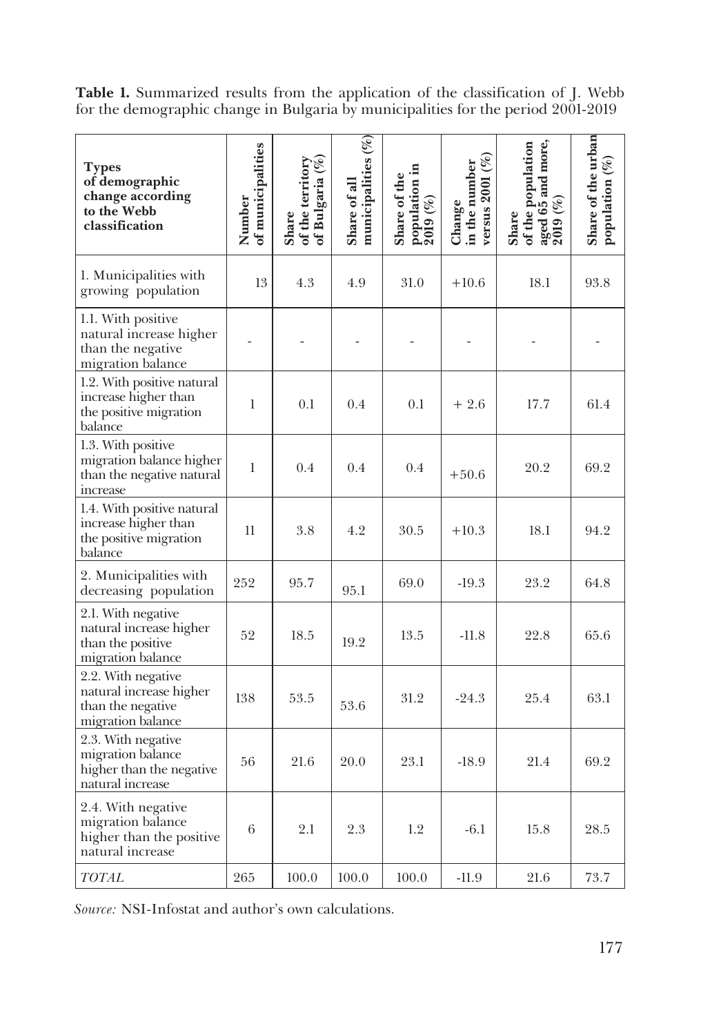**Table 1.** Summarized results from the application of the classification of J. Webb for the demographic change in Bulgaria by municipalities for the period 2001-2019

| Types of demographic change according to the Webb classification | Number of municipalities | Share of the territory of Bulgaria (%) | Share of all municipalities (%) | Share of the population in 2019 (%) | Change in the number versus 2001 (%) | Share of the population aged 65 and more, 2019 (%) | Share of the urban population (%) |
|---|---|---|---|---|---|---|---|
| 1. Municipalities with growing population | 13 | 4.3 | 4.9 | 31.0 | +10.6 | 18.1 | 93.8 |
| 1.1. With positive natural increase higher than the negative migration balance | - | - | - | - | - | - | - |
| 1.2. With positive natural increase higher than the positive migration balance | 1 | 0.1 | 0.4 | 0.1 | + 2.6 | 17.7 | 61.4 |
| 1.3. With positive migration balance higher than the negative natural increase | 1 | 0.4 | 0.4 | 0.4 | +50.6 | 20.2 | 69.2 |
| 1.4. With positive natural increase higher than the positive migration balance | 11 | 3.8 | 4.2 | 30.5 | +10.3 | 18.1 | 94.2 |
| 2. Municipalities with decreasing population | 252 | 95.7 | 95.1 | 69.0 | -19.3 | 23.2 | 64.8 |
| 2.1. With negative natural increase higher than the positive migration balance | 52 | 18.5 | 19.2 | 13.5 | -11.8 | 22.8 | 65.6 |
| 2.2. With negative natural increase higher than the negative migration balance | 138 | 53.5 | 53.6 | 31.2 | -24.3 | 25.4 | 63.1 |
| 2.3. With negative migration balance higher than the negative natural increase | 56 | 21.6 | 20.0 | 23.1 | -18.9 | 21.4 | 69.2 |
| 2.4. With negative migration balance higher than the positive natural increase | 6 | 2.1 | 2.3 | 1.2 | -6.1 | 15.8 | 28.5 |
| *TOTAL* | 265 | 100.0 | 100.0 | 100.0 | -11.9 | 21.6 | 73.7 |

*Source:* NSI-Infostat and author's own calculations.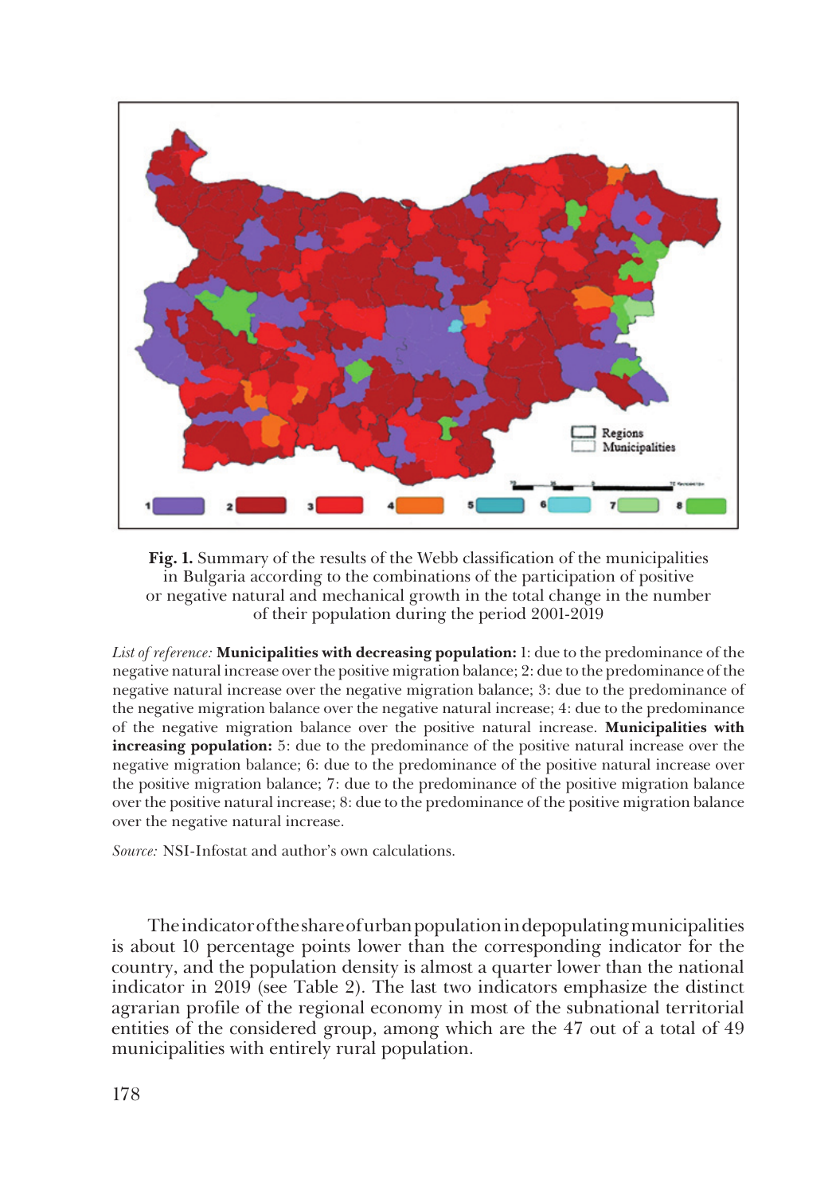**Fig. 1.** Summary of the results of the Webb classification of the municipalities in Bulgaria according to the combinations of the participation of positive or negative natural and mechanical growth in the total change in the number of their population during the period 2001-2019

*List of reference:* **Municipalities with decreasing population:** 1: due to the predominance of the negative natural increase over the positive migration balance; 2: due to the predominance of the negative natural increase over the negative migration balance; 3: due to the predominance of the negative migration balance over the negative natural increase; 4: due to the predominance of the negative migration balance over the positive natural increase. **Municipalities with increasing population:** 5: due to the predominance of the positive natural increase over the negative migration balance; 6: due to the predominance of the positive natural increase over the positive migration balance; 7: due to the predominance of the positive migration balance over the positive natural increase; 8: due to the predominance of the positive migration balance over the negative natural increase.

*Source:* NSI-Infostat and author's own calculations.

The indicator of the share of urban population in depopulating municipalities is about 10 percentage points lower than the corresponding indicator for the country, and the population density is almost a quarter lower than the national indicator in 2019 (see Table 2). The last two indicators emphasize the distinct agrarian profile of the regional economy in most of the subnational territorial entities of the considered group, among which are the 47 out of a total of 49 municipalities with entirely rural population.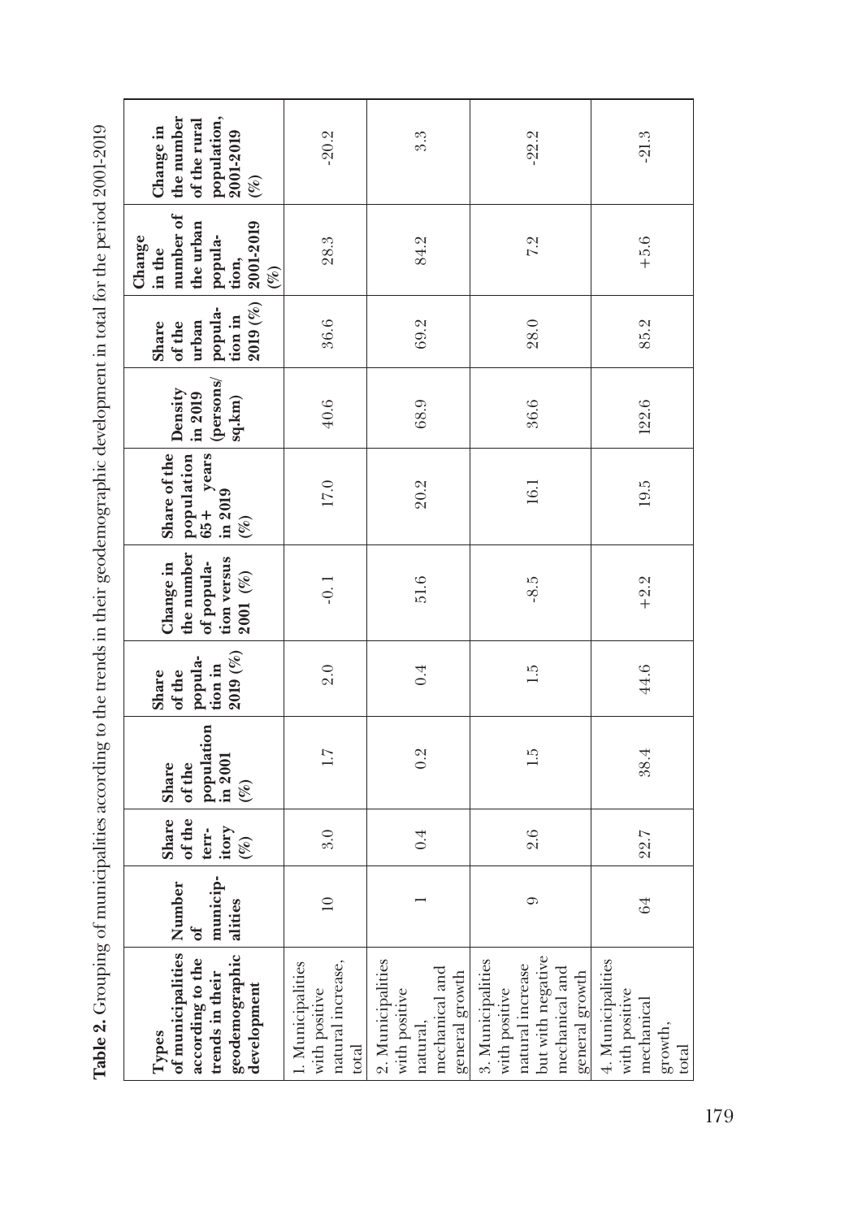**Table 2.** Grouping of municipalities according to the trends in their geodemographic development in total for the period 2001-2019

| Types of municipalities according to the trends in their geodemographic development | Number of municip-alities | Share of the terr-itory (%) | Share of the population in 2001 (%) | Share of the popula-tion in 2019 (%) | Change in the number of popula-tion versus 2001 (%) | Share of the population 65+ years in 2019 (%) | Density in 2019 (persons/ sq.km) | Share of the urban popula-tion in 2019 (%) | Change in the number of the urban popula-tion, 2001-2019 (%) | Change in the number of the rural population, 2001-2019 (%) |
|---|---|---|---|---|---|---|---|---|---|---|
| 1. Municipalities with positive natural increase, total | 10 | 3.0 | 1.7 | 2.0 | -0.1 | 17.0 | 40.6 | 36.6 | 28.3 | -20.2 |
| 2. Municipalities with positive natural, mechanical and general growth | 1 | 0.4 | 0.2 | 0.4 | 51.6 | 20.2 | 68.9 | 69.2 | 84.2 | 3.3 |
| 3. Municipalities with positive natural increase but with negative mechanical and general growth | 9 | 2.6 | 1.5 | 1.5 | -8.5 | 16.1 | 36.6 | 28.0 | 7.2 | -22.2 |
| 4. Municipalities with positive mechanical growth, total | 64 | 22.7 | 38.4 | 44.6 | +2.2 | 19.5 | 122.6 | 85.2 | +5.6 | -21.3 |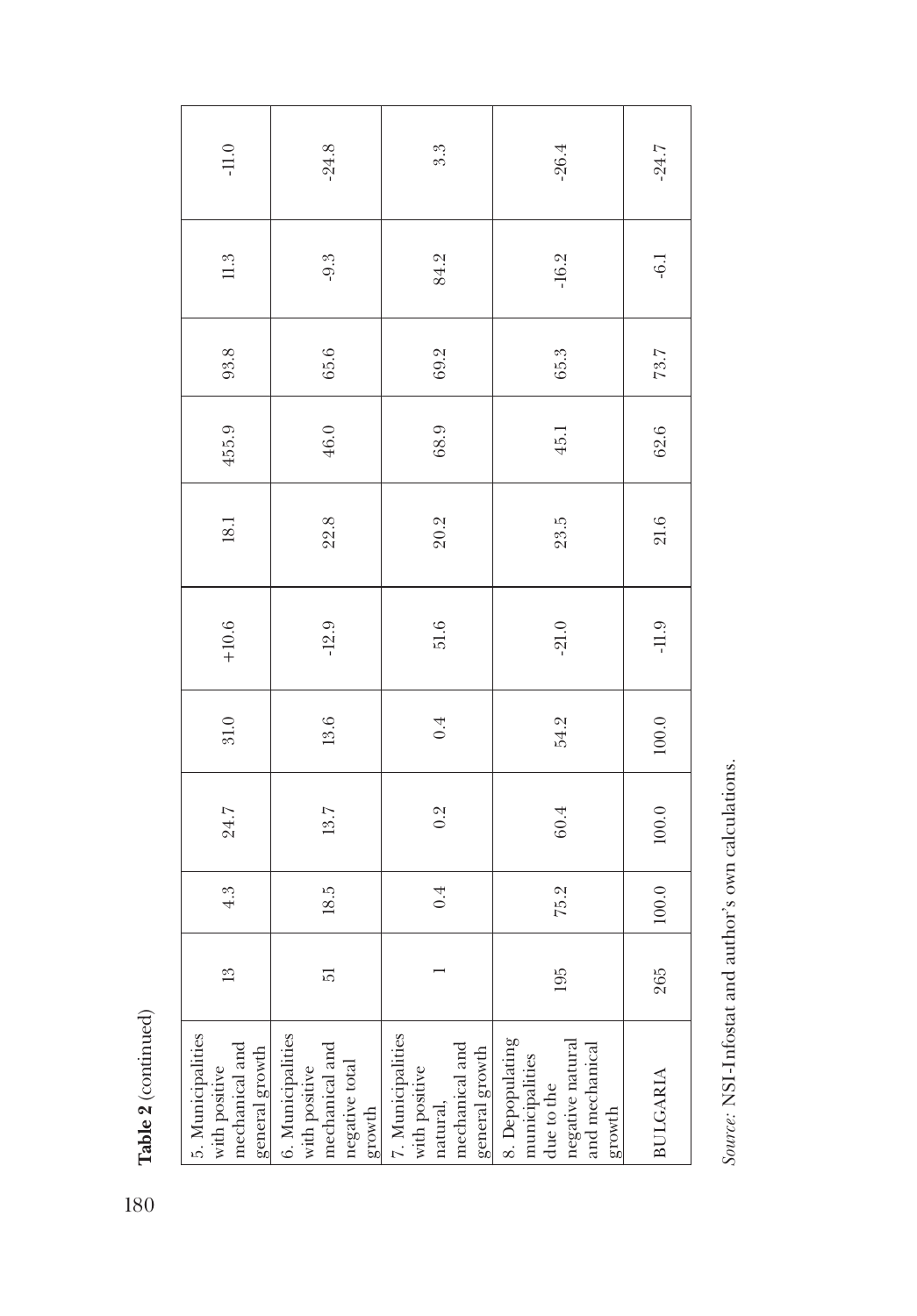**Table 2** (continued)

| | | | | | | | | | | |
|---|---|---|---|---|---|---|---|---|---|---|
| 5. Municipalities with positive mechanical and general growth | 13 | 4.3 | 24.7 | 31.0 | +10.6 | 18.1 | 455.9 | 93.8 | 11.3 | -11.0 |
| 6. Municipalities with positive mechanical and negative total growth | 51 | 18.5 | 13.7 | 13.6 | -12.9 | 22.8 | 46.0 | 65.6 | -9.3 | -24.8 |
| 7. Municipalities with positive natural, mechanical and general growth | 1 | 0.4 | 0.2 | 0.4 | 51.6 | 20.2 | 68.9 | 69.2 | 84.2 | 3.3 |
| 8. Depopulating municipalities due to the negative natural and mechanical growth | 195 | 75.2 | 60.4 | 54.2 | -21.0 | 23.5 | 45.1 | 65.3 | -16.2 | -26.4 |
| BULGARIA | 265 | 100.0 | 100.0 | 100.0 | -11.9 | 21.6 | 62.6 | 73.7 | -6.1 | -24.7 |

*Source:* NSI-Infostat and author's own calculations.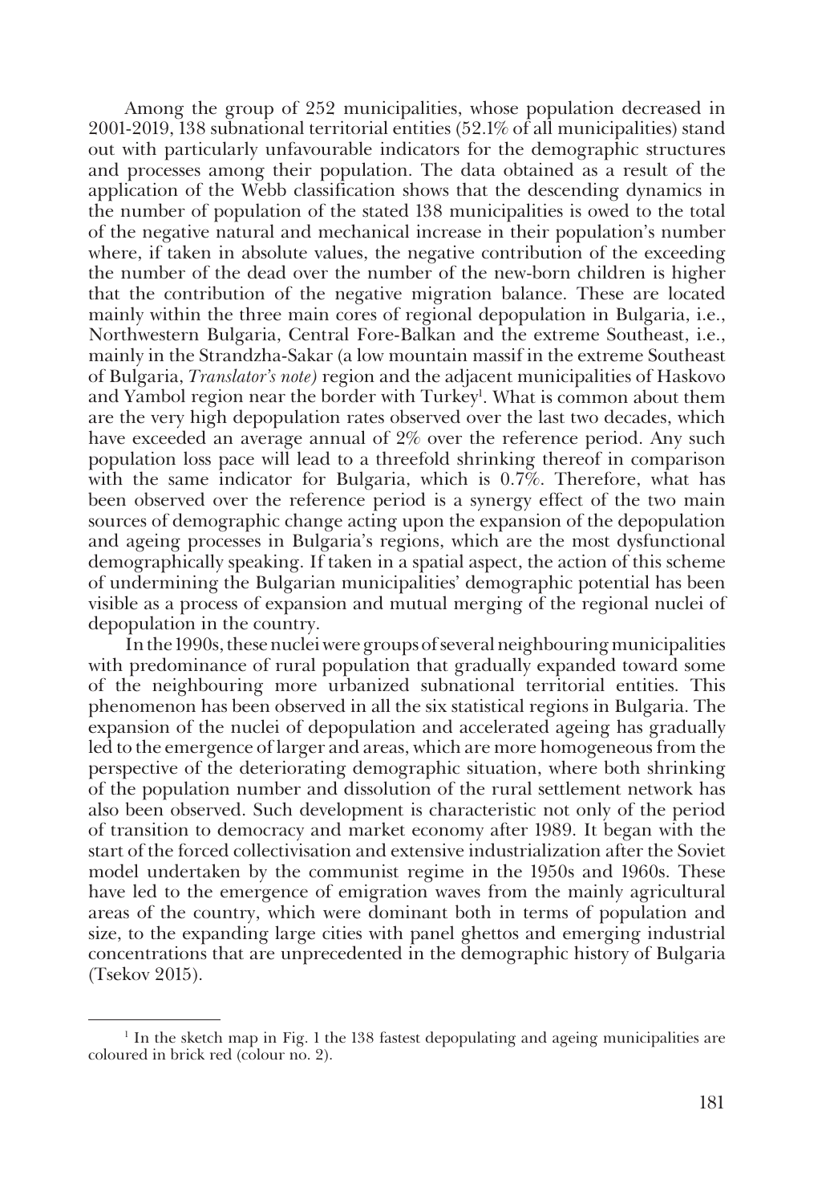Among the group of 252 municipalities, whose population decreased in 2001-2019, 138 subnational territorial entities (52.1% of all municipalities) stand out with particularly unfavourable indicators for the demographic structures and processes among their population. The data obtained as a result of the application of the Webb classification shows that the descending dynamics in the number of population of the stated 138 municipalities is owed to the total of the negative natural and mechanical increase in their population's number where, if taken in absolute values, the negative contribution of the exceeding the number of the dead over the number of the new-born children is higher that the contribution of the negative migration balance. These are located mainly within the three main cores of regional depopulation in Bulgaria, i.e., Northwestern Bulgaria, Central Fore-Balkan and the extreme Southeast, i.e., mainly in the Strandzha-Sakar (a low mountain massif in the extreme Southeast of Bulgaria, *Translator's note)* region and the adjacent municipalities of Haskovo and Yambol region near the border with Turkey[1]. What is common about them are the very high depopulation rates observed over the last two decades, which have exceeded an average annual of 2% over the reference period. Any such population loss pace will lead to a threefold shrinking thereof in comparison with the same indicator for Bulgaria, which is 0.7%. Therefore, what has been observed over the reference period is a synergy effect of the two main sources of demographic change acting upon the expansion of the depopulation and ageing processes in Bulgaria's regions, which are the most dysfunctional demographically speaking. If taken in a spatial aspect, the action of this scheme of undermining the Bulgarian municipalities' demographic potential has been visible as a process of expansion and mutual merging of the regional nuclei of depopulation in the country.

In the 1990s, these nuclei were groups of several neighbouring municipalities with predominance of rural population that gradually expanded toward some of the neighbouring more urbanized subnational territorial entities. This phenomenon has been observed in all the six statistical regions in Bulgaria. The expansion of the nuclei of depopulation and accelerated ageing has gradually led to the emergence of larger and areas, which are more homogeneous from the perspective of the deteriorating demographic situation, where both shrinking of the population number and dissolution of the rural settlement network has also been observed. Such development is characteristic not only of the period of transition to democracy and market economy after 1989. It began with the start of the forced collectivisation and extensive industrialization after the Soviet model undertaken by the communist regime in the 1950s and 1960s. These have led to the emergence of emigration waves from the mainly agricultural areas of the country, which were dominant both in terms of population and size, to the expanding large cities with panel ghettos and emerging industrial concentrations that are unprecedented in the demographic history of Bulgaria (Tsekov 2015).

[1] In the sketch map in Fig. 1 the 138 fastest depopulating and ageing municipalities are coloured in brick red (colour no. 2).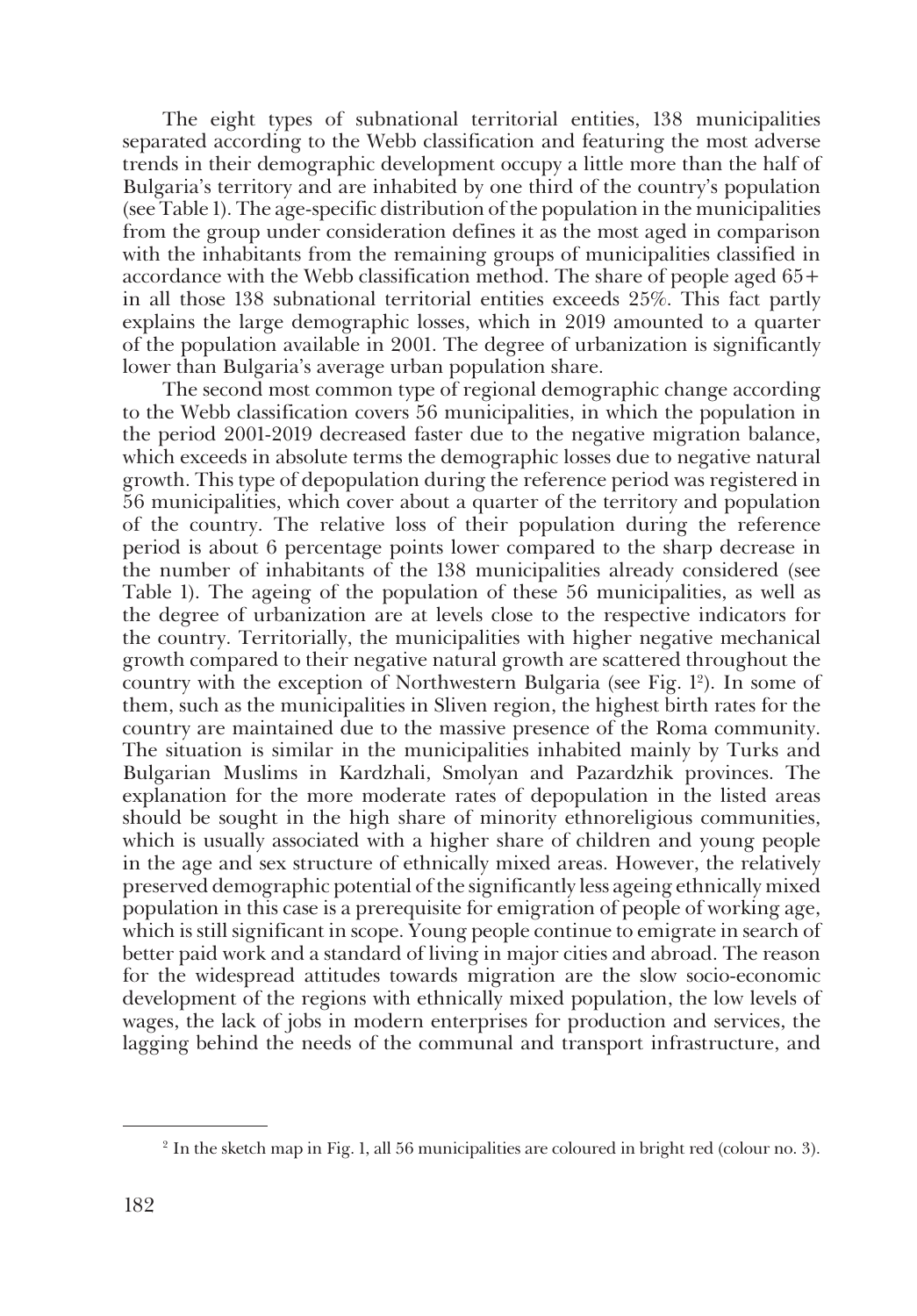The eight types of subnational territorial entities, 138 municipalities separated according to the Webb classification and featuring the most adverse trends in their demographic development occupy a little more than the half of Bulgaria's territory and are inhabited by one third of the country's population (see Table 1). The age-specific distribution of the population in the municipalities from the group under consideration defines it as the most aged in comparison with the inhabitants from the remaining groups of municipalities classified in accordance with the Webb classification method. The share of people aged 65+ in all those 138 subnational territorial entities exceeds 25%. This fact partly explains the large demographic losses, which in 2019 amounted to a quarter of the population available in 2001. The degree of urbanization is significantly lower than Bulgaria's average urban population share.

The second most common type of regional demographic change according to the Webb classification covers 56 municipalities, in which the population in the period 2001-2019 decreased faster due to the negative migration balance, which exceeds in absolute terms the demographic losses due to negative natural growth. This type of depopulation during the reference period was registered in 56 municipalities, which cover about a quarter of the territory and population of the country. The relative loss of their population during the reference period is about 6 percentage points lower compared to the sharp decrease in the number of inhabitants of the 138 municipalities already considered (see Table 1). The ageing of the population of these 56 municipalities, as well as the degree of urbanization are at levels close to the respective indicators for the country. Territorially, the municipalities with higher negative mechanical growth compared to their negative natural growth are scattered throughout the country with the exception of Northwestern Bulgaria (see Fig. 1[2]). In some of them, such as the municipalities in Sliven region, the highest birth rates for the country are maintained due to the massive presence of the Roma community. The situation is similar in the municipalities inhabited mainly by Turks and Bulgarian Muslims in Kardzhali, Smolyan and Pazardzhik provinces. The explanation for the more moderate rates of depopulation in the listed areas should be sought in the high share of minority ethnoreligious communities, which is usually associated with a higher share of children and young people in the age and sex structure of ethnically mixed areas. However, the relatively preserved demographic potential of the significantly less ageing ethnically mixed population in this case is a prerequisite for emigration of people of working age, which is still significant in scope. Young people continue to emigrate in search of better paid work and a standard of living in major cities and abroad. The reason for the widespread attitudes towards migration are the slow socio-economic development of the regions with ethnically mixed population, the low levels of wages, the lack of jobs in modern enterprises for production and services, the lagging behind the needs of the communal and transport infrastructure, and

[2] In the sketch map in Fig. 1, all 56 municipalities are coloured in bright red (colour no. 3).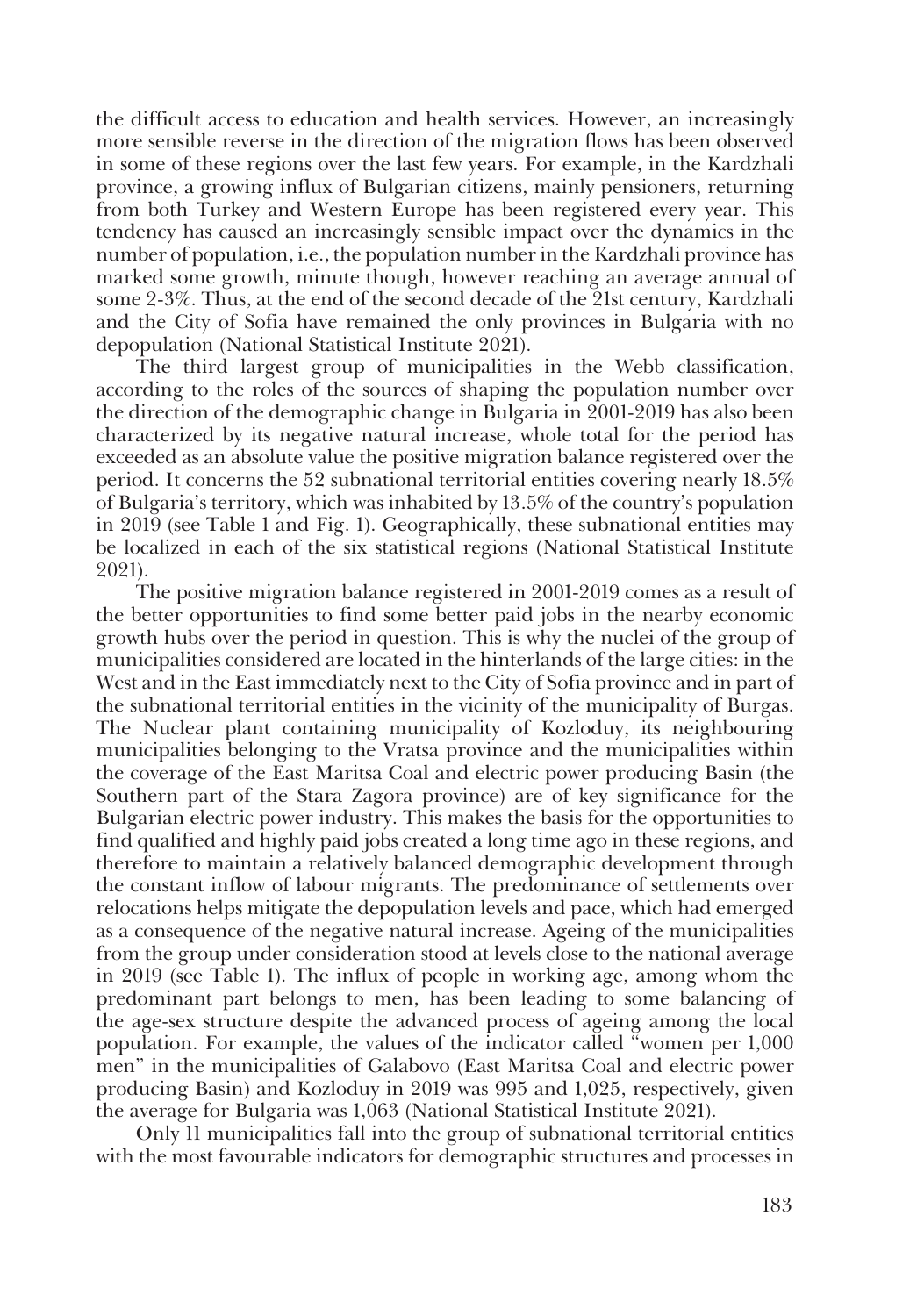the difficult access to education and health services. However, an increasingly more sensible reverse in the direction of the migration flows has been observed in some of these regions over the last few years. For example, in the Kardzhali province, a growing influx of Bulgarian citizens, mainly pensioners, returning from both Turkey and Western Europe has been registered every year. This tendency has caused an increasingly sensible impact over the dynamics in the number of population, i.e., the population number in the Kardzhali province has marked some growth, minute though, however reaching an average annual of some 2-3%. Thus, at the end of the second decade of the 21st century, Kardzhali and the City of Sofia have remained the only provinces in Bulgaria with no depopulation (National Statistical Institute 2021).

The third largest group of municipalities in the Webb classification, according to the roles of the sources of shaping the population number over the direction of the demographic change in Bulgaria in 2001-2019 has also been characterized by its negative natural increase, whole total for the period has exceeded as an absolute value the positive migration balance registered over the period. It concerns the 52 subnational territorial entities covering nearly 18.5% of Bulgaria's territory, which was inhabited by 13.5% of the country's population in 2019 (see Table 1 and Fig. 1). Geographically, these subnational entities may be localized in each of the six statistical regions (National Statistical Institute 2021).

The positive migration balance registered in 2001-2019 comes as a result of the better opportunities to find some better paid jobs in the nearby economic growth hubs over the period in question. This is why the nuclei of the group of municipalities considered are located in the hinterlands of the large cities: in the West and in the East immediately next to the City of Sofia province and in part of the subnational territorial entities in the vicinity of the municipality of Burgas. The Nuclear plant containing municipality of Kozloduy, its neighbouring municipalities belonging to the Vratsa province and the municipalities within the coverage of the East Maritsa Coal and electric power producing Basin (the Southern part of the Stara Zagora province) are of key significance for the Bulgarian electric power industry. This makes the basis for the opportunities to find qualified and highly paid jobs created a long time ago in these regions, and therefore to maintain a relatively balanced demographic development through the constant inflow of labour migrants. The predominance of settlements over relocations helps mitigate the depopulation levels and pace, which had emerged as a consequence of the negative natural increase. Ageing of the municipalities from the group under consideration stood at levels close to the national average in 2019 (see Table 1). The influx of people in working age, among whom the predominant part belongs to men, has been leading to some balancing of the age-sex structure despite the advanced process of ageing among the local population. For example, the values of the indicator called "women per 1,000 men" in the municipalities of Galabovo (East Maritsa Coal and electric power producing Basin) and Kozloduy in 2019 was 995 and 1,025, respectively, given the average for Bulgaria was 1,063 (National Statistical Institute 2021).

Only 11 municipalities fall into the group of subnational territorial entities with the most favourable indicators for demographic structures and processes in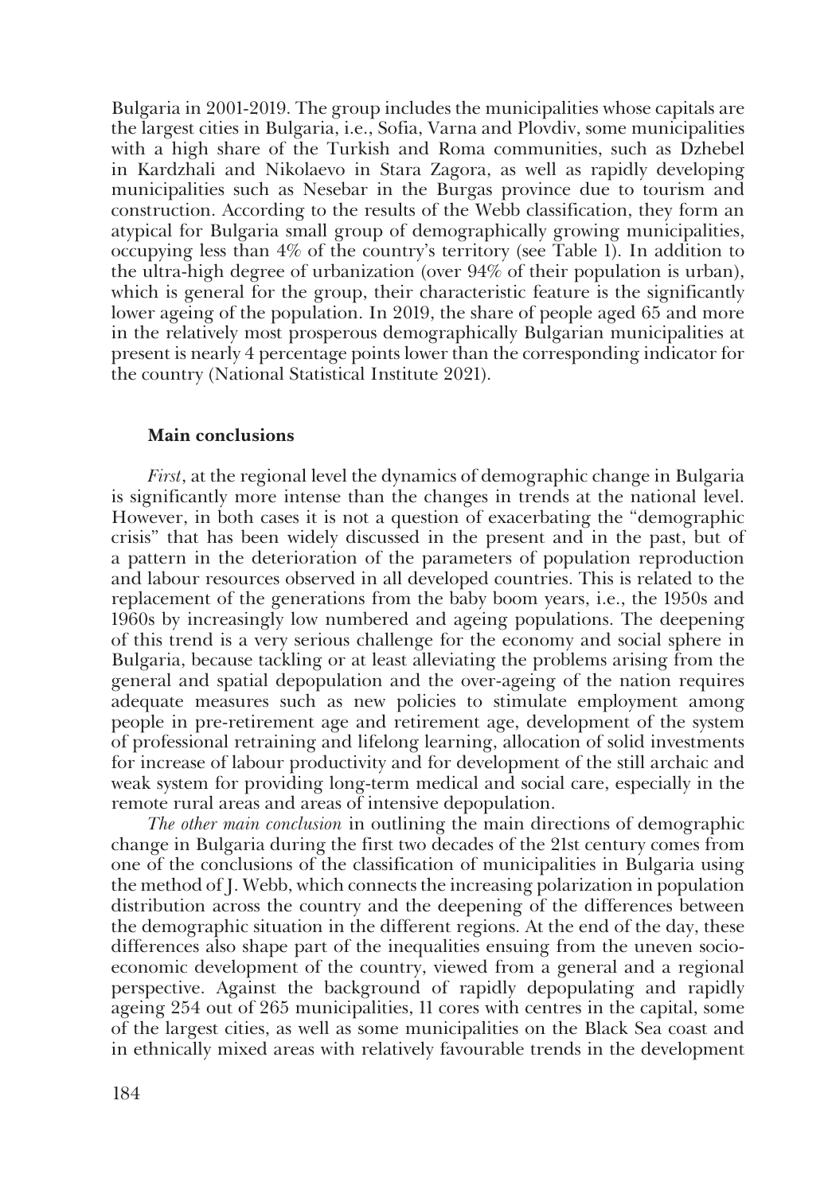Bulgaria in 2001-2019. The group includes the municipalities whose capitals are the largest cities in Bulgaria, i.e., Sofia, Varna and Plovdiv, some municipalities with a high share of the Turkish and Roma communities, such as Dzhebel in Kardzhali and Nikolaevo in Stara Zagora, as well as rapidly developing municipalities such as Nesebar in the Burgas province due to tourism and construction. According to the results of the Webb classification, they form an atypical for Bulgaria small group of demographically growing municipalities, occupying less than 4% of the country's territory (see Table 1). In addition to the ultra-high degree of urbanization (over 94% of their population is urban), which is general for the group, their characteristic feature is the significantly lower ageing of the population. In 2019, the share of people aged 65 and more in the relatively most prosperous demographically Bulgarian municipalities at present is nearly 4 percentage points lower than the corresponding indicator for the country (National Statistical Institute 2021).

## Main conclusions

*First*, at the regional level the dynamics of demographic change in Bulgaria is significantly more intense than the changes in trends at the national level. However, in both cases it is not a question of exacerbating the "demographic crisis" that has been widely discussed in the present and in the past, but of a pattern in the deterioration of the parameters of population reproduction and labour resources observed in all developed countries. This is related to the replacement of the generations from the baby boom years, i.e., the 1950s and 1960s by increasingly low numbered and ageing populations. The deepening of this trend is a very serious challenge for the economy and social sphere in Bulgaria, because tackling or at least alleviating the problems arising from the general and spatial depopulation and the over-ageing of the nation requires adequate measures such as new policies to stimulate employment among people in pre-retirement age and retirement age, development of the system of professional retraining and lifelong learning, allocation of solid investments for increase of labour productivity and for development of the still archaic and weak system for providing long-term medical and social care, especially in the remote rural areas and areas of intensive depopulation.

*The other main conclusion* in outlining the main directions of demographic change in Bulgaria during the first two decades of the 21st century comes from one of the conclusions of the classification of municipalities in Bulgaria using the method of J. Webb, which connects the increasing polarization in population distribution across the country and the deepening of the differences between the demographic situation in the different regions. At the end of the day, these differences also shape part of the inequalities ensuing from the uneven socio-economic development of the country, viewed from a general and a regional perspective. Against the background of rapidly depopulating and rapidly ageing 254 out of 265 municipalities, 11 cores with centres in the capital, some of the largest cities, as well as some municipalities on the Black Sea coast and in ethnically mixed areas with relatively favourable trends in the development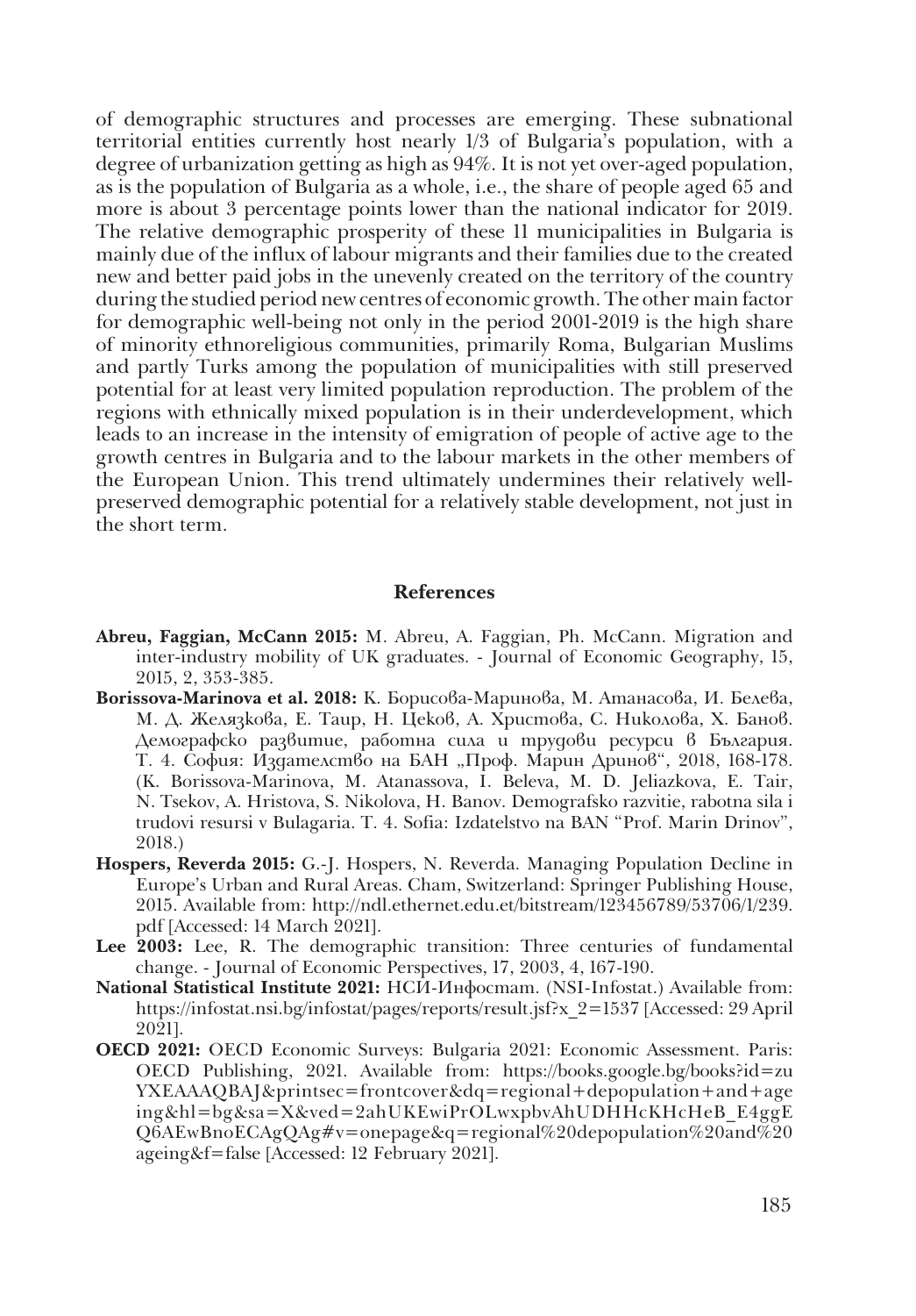of demographic structures and processes are emerging. These subnational territorial entities currently host nearly 1/3 of Bulgaria's population, with a degree of urbanization getting as high as 94%. It is not yet over-aged population, as is the population of Bulgaria as a whole, i.e., the share of people aged 65 and more is about 3 percentage points lower than the national indicator for 2019. The relative demographic prosperity of these 11 municipalities in Bulgaria is mainly due of the influx of labour migrants and their families due to the created new and better paid jobs in the unevenly created on the territory of the country during the studied period new centres of economic growth. The other main factor for demographic well-being not only in the period 2001-2019 is the high share of minority ethnoreligious communities, primarily Roma, Bulgarian Muslims and partly Turks among the population of municipalities with still preserved potential for at least very limited population reproduction. The problem of the regions with ethnically mixed population is in their underdevelopment, which leads to an increase in the intensity of emigration of people of active age to the growth centres in Bulgaria and to the labour markets in the other members of the European Union. This trend ultimately undermines their relatively well-preserved demographic potential for a relatively stable development, not just in the short term.

## References

**Abreu, Faggian, McCann 2015:** M. Abreu, A. Faggian, Ph. McCann. Migration and inter-industry mobility of UK graduates. - Journal of Economic Geography, 15, 2015, 2, 353-385.

**Borissova-Marinova et al. 2018:** К. Борисова-Маринова, М. Атанасова, И. Белева, М. Д. Желязкова, Е. Таир, Н. Цеков, А. Христова, С. Николова, Х. Банов. Демографско развитие, работна сила и трудови ресурси в България. Т. 4. София: Издателство на БАН „Проф. Марин Дринов", 2018, 168-178. (K. Borissova-Marinova, M. Atanassova, I. Beleva, M. D. Jeliazkova, E. Tair, N. Tsekov, A. Hristova, S. Nikolova, H. Banov. Demografsko razvitie, rabotna sila i trudovi resursi v Bulagaria. T. 4. Sofia: Izdatelstvo na BAN "Prof. Marin Drinov", 2018.)

**Hospers, Reverda 2015:** G.-J. Hospers, N. Reverda. Managing Population Decline in Europe's Urban and Rural Areas. Cham, Switzerland: Springer Publishing House, 2015. Available from: http://ndl.ethernet.edu.et/bitstream/123456789/53706/1/239.pdf [Accessed: 14 March 2021].

**Lee 2003:** Lee, R. The demographic transition: Three centuries of fundamental change. - Journal of Economic Perspectives, 17, 2003, 4, 167-190.

**National Statistical Institute 2021:** НСИ-Инфостат. (NSI-Infostat.) Available from: https://infostat.nsi.bg/infostat/pages/reports/result.jsf?x_2=1537 [Accessed: 29 April 2021].

**OECD 2021:** OECD Economic Surveys: Bulgaria 2021: Economic Assessment. Paris: OECD Publishing, 2021. Available from: https://books.google.bg/books?id=zuYXEAAAQBAJ&printsec=frontcover&dq=regional+depopulation+and+ageing&hl=bg&sa=X&ved=2ahUKEwiPrOLwxpbvAhUDHHcKHcHeB_E4ggEQ6AEwBnoECAgQAg#v=onepage&q=regional%20depopulation%20and%20ageing&f=false [Accessed: 12 February 2021].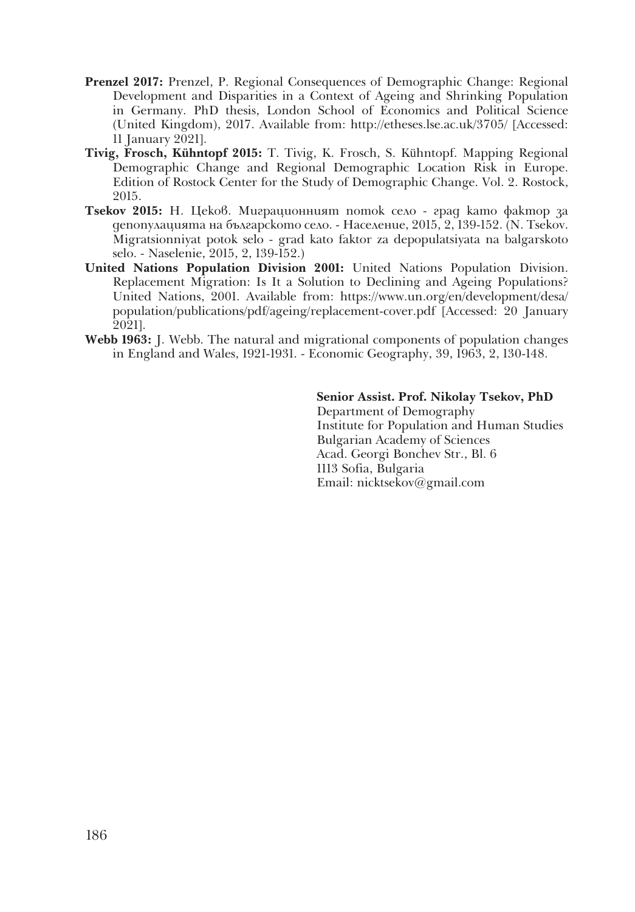**Prenzel 2017:** Prenzel, P. Regional Consequences of Demographic Change: Regional Development and Disparities in a Context of Ageing and Shrinking Population in Germany. PhD thesis, London School of Economics and Political Science (United Kingdom), 2017. Available from: http://etheses.lse.ac.uk/3705/ [Accessed: 11 January 2021].

**Tivig, Frosch, Kühntopf 2015:** T. Tivig, K. Frosch, S. Kühntopf. Mapping Regional Demographic Change and Regional Demographic Location Risk in Europe. Edition of Rostock Center for the Study of Demographic Change. Vol. 2. Rostock, 2015.

**Tsekov 2015:** Н. Цеков. Миграционният поток село - град като фактор за депопулацията на българското село. - Население, 2015, 2, 139-152. (N. Tsekov. Migratsionniyat potok selo - grad kato faktor za depopulatsiyata na balgarskoto selo. - Naselenie, 2015, 2, 139-152.)

**United Nations Population Division 2001:** United Nations Population Division. Replacement Migration: Is It a Solution to Declining and Ageing Populations? United Nations, 2001. Available from: https://www.un.org/en/development/desa/population/publications/pdf/ageing/replacement-cover.pdf [Accessed: 20 January 2021].

**Webb 1963:** J. Webb. The natural and migrational components of population changes in England and Wales, 1921-1931. - Economic Geography, 39, 1963, 2, 130-148.

**Senior Assist. Prof. Nikolay Tsekov, PhD**
Department of Demography
Institute for Population and Human Studies
Bulgarian Academy of Sciences
Acad. Georgi Bonchev Str., Bl. 6
1113 Sofia, Bulgaria
Email: nicktsekov@gmail.com